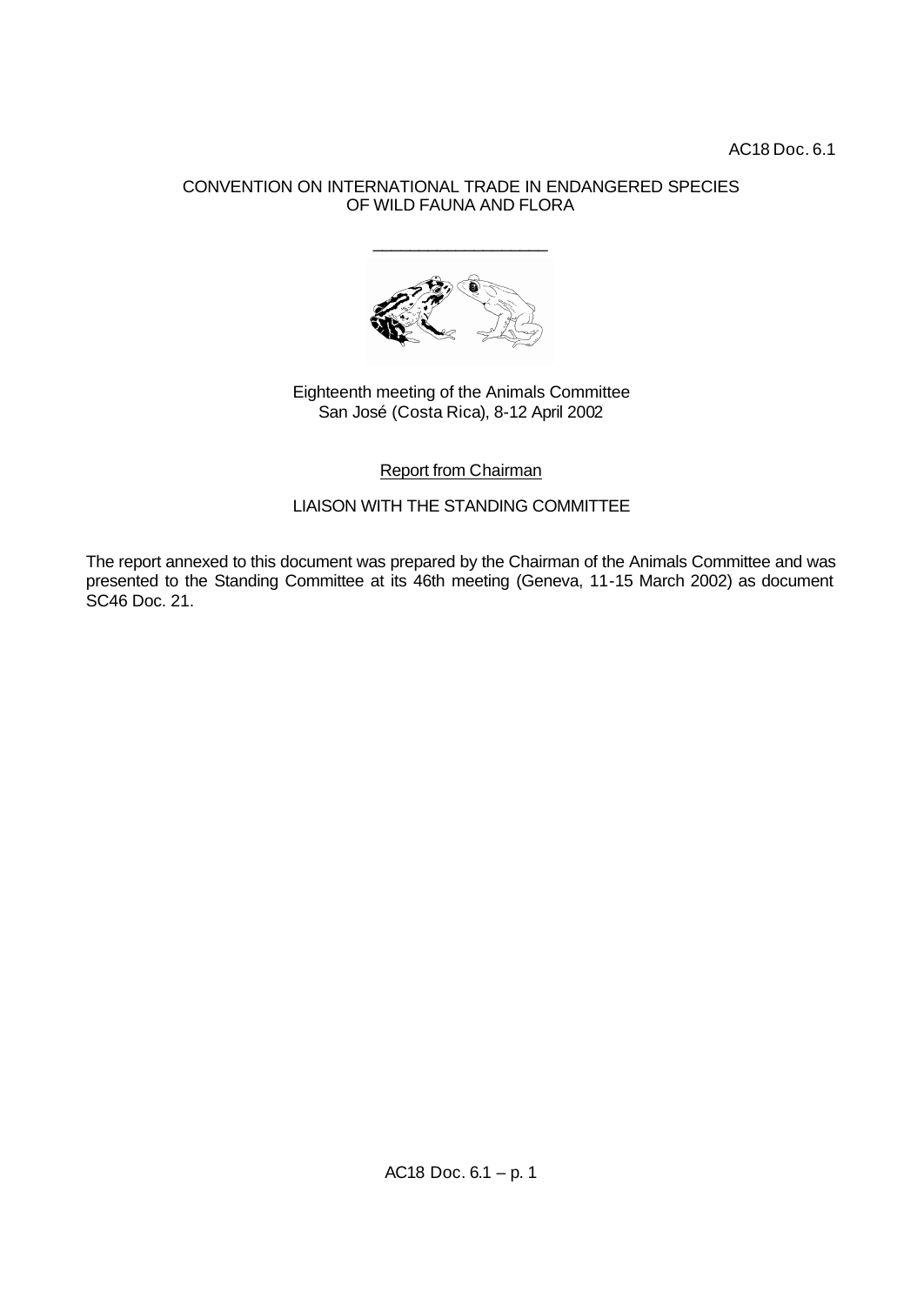AC18 Doc. 6.1

CONVENTION ON INTERNATIONAL TRADE IN ENDANGERED SPECIES
OF WILD FAUNA AND FLORA

\_\_\_\_\_\_\_\_\_\_\_\_\_\_\_\_\_\_\_\_

Eighteenth meeting of the Animals Committee
San José (Costa Rica), 8-12 April 2002

Report from Chairman

LIAISON WITH THE STANDING COMMITTEE

The report annexed to this document was prepared by the Chairman of the Animals Committee and was presented to the Standing Committee at its 46th meeting (Geneva, 11-15 March 2002) as document SC46 Doc. 21.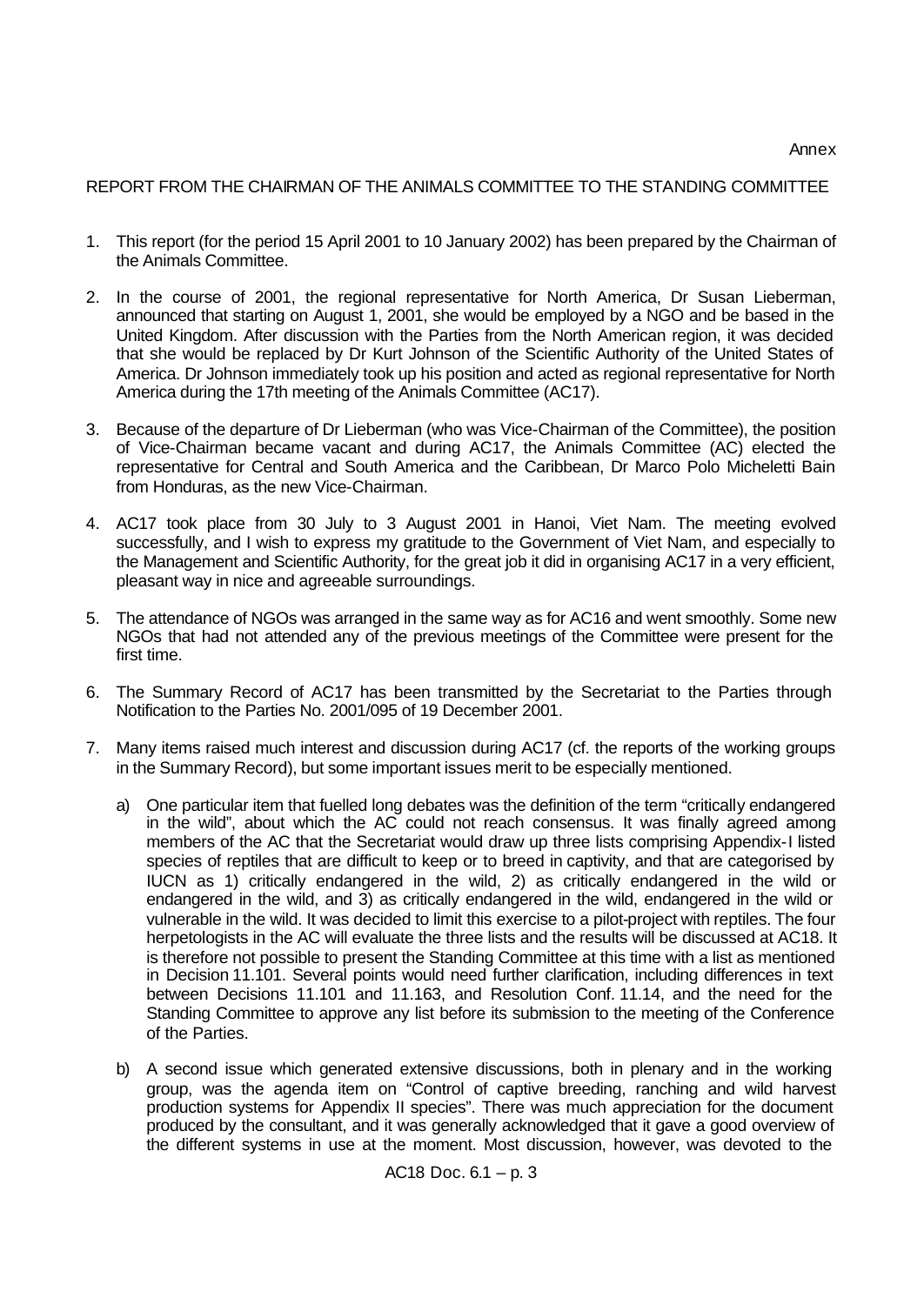Annex

REPORT FROM THE CHAIRMAN OF THE ANIMALS COMMITTEE TO THE STANDING COMMITTEE

1. This report (for the period 15 April 2001 to 10 January 2002) has been prepared by the Chairman of the Animals Committee.

2. In the course of 2001, the regional representative for North America, Dr Susan Lieberman, announced that starting on August 1, 2001, she would be employed by a NGO and be based in the United Kingdom. After discussion with the Parties from the North American region, it was decided that she would be replaced by Dr Kurt Johnson of the Scientific Authority of the United States of America. Dr Johnson immediately took up his position and acted as regional representative for North America during the 17th meeting of the Animals Committee (AC17).

3. Because of the departure of Dr Lieberman (who was Vice-Chairman of the Committee), the position of Vice-Chairman became vacant and during AC17, the Animals Committee (AC) elected the representative for Central and South America and the Caribbean, Dr Marco Polo Micheletti Bain from Honduras, as the new Vice-Chairman.

4. AC17 took place from 30 July to 3 August 2001 in Hanoi, Viet Nam. The meeting evolved successfully, and I wish to express my gratitude to the Government of Viet Nam, and especially to the Management and Scientific Authority, for the great job it did in organising AC17 in a very efficient, pleasant way in nice and agreeable surroundings.

5. The attendance of NGOs was arranged in the same way as for AC16 and went smoothly. Some new NGOs that had not attended any of the previous meetings of the Committee were present for the first time.

6. The Summary Record of AC17 has been transmitted by the Secretariat to the Parties through Notification to the Parties No. 2001/095 of 19 December 2001.

7. Many items raised much interest and discussion during AC17 (cf. the reports of the working groups in the Summary Record), but some important issues merit to be especially mentioned.

   a) One particular item that fuelled long debates was the definition of the term "critically endangered in the wild", about which the AC could not reach consensus. It was finally agreed among members of the AC that the Secretariat would draw up three lists comprising Appendix-I listed species of reptiles that are difficult to keep or to breed in captivity, and that are categorised by IUCN as 1) critically endangered in the wild, 2) as critically endangered in the wild or endangered in the wild, and 3) as critically endangered in the wild, endangered in the wild or vulnerable in the wild. It was decided to limit this exercise to a pilot-project with reptiles. The four herpetologists in the AC will evaluate the three lists and the results will be discussed at AC18. It is therefore not possible to present the Standing Committee at this time with a list as mentioned in Decision 11.101. Several points would need further clarification, including differences in text between Decisions 11.101 and 11.163, and Resolution Conf. 11.14, and the need for the Standing Committee to approve any list before its submission to the meeting of the Conference of the Parties.

   b) A second issue which generated extensive discussions, both in plenary and in the working group, was the agenda item on "Control of captive breeding, ranching and wild harvest production systems for Appendix II species". There was much appreciation for the document produced by the consultant, and it was generally acknowledged that it gave a good overview of the different systems in use at the moment. Most discussion, however, was devoted to the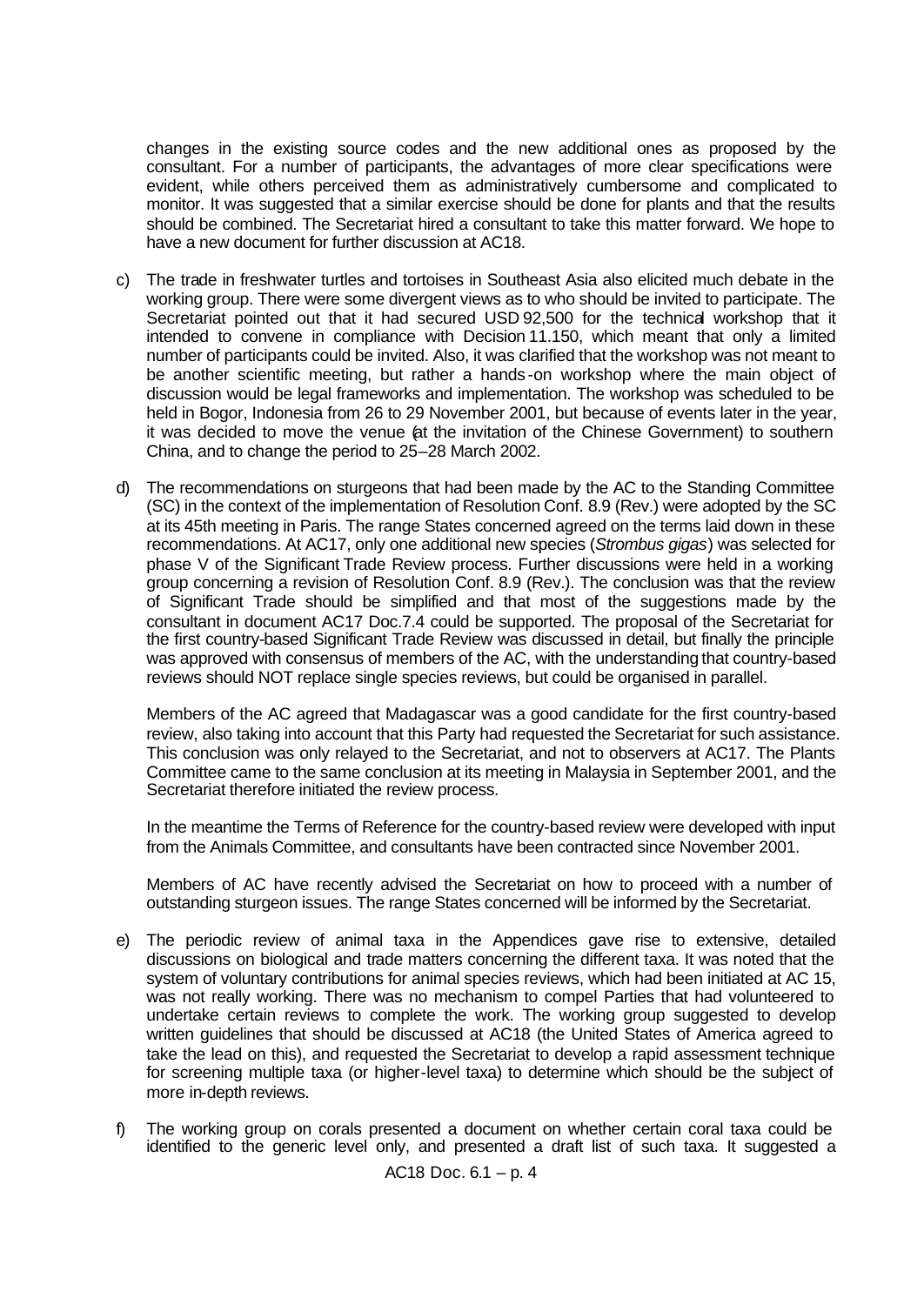changes in the existing source codes and the new additional ones as proposed by the consultant. For a number of participants, the advantages of more clear specifications were evident, while others perceived them as administratively cumbersome and complicated to monitor. It was suggested that a similar exercise should be done for plants and that the results should be combined. The Secretariat hired a consultant to take this matter forward. We hope to have a new document for further discussion at AC18.

c) The trade in freshwater turtles and tortoises in Southeast Asia also elicited much debate in the working group. There were some divergent views as to who should be invited to participate. The Secretariat pointed out that it had secured USD 92,500 for the technical workshop that it intended to convene in compliance with Decision 11.150, which meant that only a limited number of participants could be invited. Also, it was clarified that the workshop was not meant to be another scientific meeting, but rather a hands-on workshop where the main object of discussion would be legal frameworks and implementation. The workshop was scheduled to be held in Bogor, Indonesia from 26 to 29 November 2001, but because of events later in the year, it was decided to move the venue (at the invitation of the Chinese Government) to southern China, and to change the period to 25–28 March 2002.

d) The recommendations on sturgeons that had been made by the AC to the Standing Committee (SC) in the context of the implementation of Resolution Conf. 8.9 (Rev.) were adopted by the SC at its 45th meeting in Paris. The range States concerned agreed on the terms laid down in these recommendations. At AC17, only one additional new species (*Strombus gigas*) was selected for phase V of the Significant Trade Review process. Further discussions were held in a working group concerning a revision of Resolution Conf. 8.9 (Rev.). The conclusion was that the review of Significant Trade should be simplified and that most of the suggestions made by the consultant in document AC17 Doc.7.4 could be supported. The proposal of the Secretariat for the first country-based Significant Trade Review was discussed in detail, but finally the principle was approved with consensus of members of the AC, with the understanding that country-based reviews should NOT replace single species reviews, but could be organised in parallel.

   Members of the AC agreed that Madagascar was a good candidate for the first country-based review, also taking into account that this Party had requested the Secretariat for such assistance. This conclusion was only relayed to the Secretariat, and not to observers at AC17. The Plants Committee came to the same conclusion at its meeting in Malaysia in September 2001, and the Secretariat therefore initiated the review process.

   In the meantime the Terms of Reference for the country-based review were developed with input from the Animals Committee, and consultants have been contracted since November 2001.

   Members of AC have recently advised the Secretariat on how to proceed with a number of outstanding sturgeon issues. The range States concerned will be informed by the Secretariat.

e) The periodic review of animal taxa in the Appendices gave rise to extensive, detailed discussions on biological and trade matters concerning the different taxa. It was noted that the system of voluntary contributions for animal species reviews, which had been initiated at AC 15, was not really working. There was no mechanism to compel Parties that had volunteered to undertake certain reviews to complete the work. The working group suggested to develop written guidelines that should be discussed at AC18 (the United States of America agreed to take the lead on this), and requested the Secretariat to develop a rapid assessment technique for screening multiple taxa (or higher-level taxa) to determine which should be the subject of more in-depth reviews.

f) The working group on corals presented a document on whether certain coral taxa could be identified to the generic level only, and presented a draft list of such taxa. It suggested a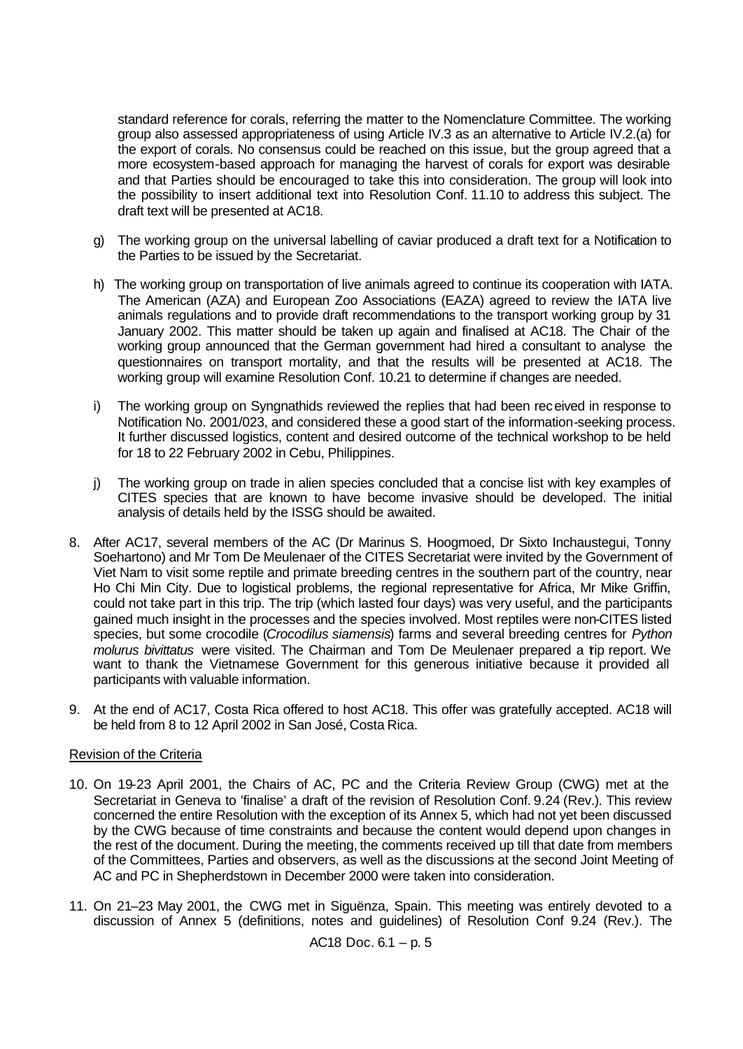standard reference for corals, referring the matter to the Nomenclature Committee. The working group also assessed appropriateness of using Article IV.3 as an alternative to Article IV.2.(a) for the export of corals. No consensus could be reached on this issue, but the group agreed that a more ecosystem-based approach for managing the harvest of corals for export was desirable and that Parties should be encouraged to take this into consideration. The group will look into the possibility to insert additional text into Resolution Conf. 11.10 to address this subject. The draft text will be presented at AC18.

g) The working group on the universal labelling of caviar produced a draft text for a Notification to the Parties to be issued by the Secretariat.

h) The working group on transportation of live animals agreed to continue its cooperation with IATA. The American (AZA) and European Zoo Associations (EAZA) agreed to review the IATA live animals regulations and to provide draft recommendations to the transport working group by 31 January 2002. This matter should be taken up again and finalised at AC18. The Chair of the working group announced that the German government had hired a consultant to analyse the questionnaires on transport mortality, and that the results will be presented at AC18. The working group will examine Resolution Conf. 10.21 to determine if changes are needed.

i) The working group on Syngnathids reviewed the replies that had been received in response to Notification No. 2001/023, and considered these a good start of the information-seeking process. It further discussed logistics, content and desired outcome of the technical workshop to be held for 18 to 22 February 2002 in Cebu, Philippines.

j) The working group on trade in alien species concluded that a concise list with key examples of CITES species that are known to have become invasive should be developed. The initial analysis of details held by the ISSG should be awaited.

8. After AC17, several members of the AC (Dr Marinus S. Hoogmoed, Dr Sixto Inchaustegui, Tonny Soehartono) and Mr Tom De Meulenaer of the CITES Secretariat were invited by the Government of Viet Nam to visit some reptile and primate breeding centres in the southern part of the country, near Ho Chi Min City. Due to logistical problems, the regional representative for Africa, Mr Mike Griffin, could not take part in this trip. The trip (which lasted four days) was very useful, and the participants gained much insight in the processes and the species involved. Most reptiles were non-CITES listed species, but some crocodile (*Crocodilus siamensis*) farms and several breeding centres for *Python molurus bivittatus* were visited. The Chairman and Tom De Meulenaer prepared a trip report. We want to thank the Vietnamese Government for this generous initiative because it provided all participants with valuable information.

9. At the end of AC17, Costa Rica offered to host AC18. This offer was gratefully accepted. AC18 will be held from 8 to 12 April 2002 in San José, Costa Rica.

Revision of the Criteria

10. On 19-23 April 2001, the Chairs of AC, PC and the Criteria Review Group (CWG) met at the Secretariat in Geneva to 'finalise' a draft of the revision of Resolution Conf. 9.24 (Rev.). This review concerned the entire Resolution with the exception of its Annex 5, which had not yet been discussed by the CWG because of time constraints and because the content would depend upon changes in the rest of the document. During the meeting, the comments received up till that date from members of the Committees, Parties and observers, as well as the discussions at the second Joint Meeting of AC and PC in Shepherdstown in December 2000 were taken into consideration.

11. On 21–23 May 2001, the CWG met in Siguënza, Spain. This meeting was entirely devoted to a discussion of Annex 5 (definitions, notes and guidelines) of Resolution Conf 9.24 (Rev.). The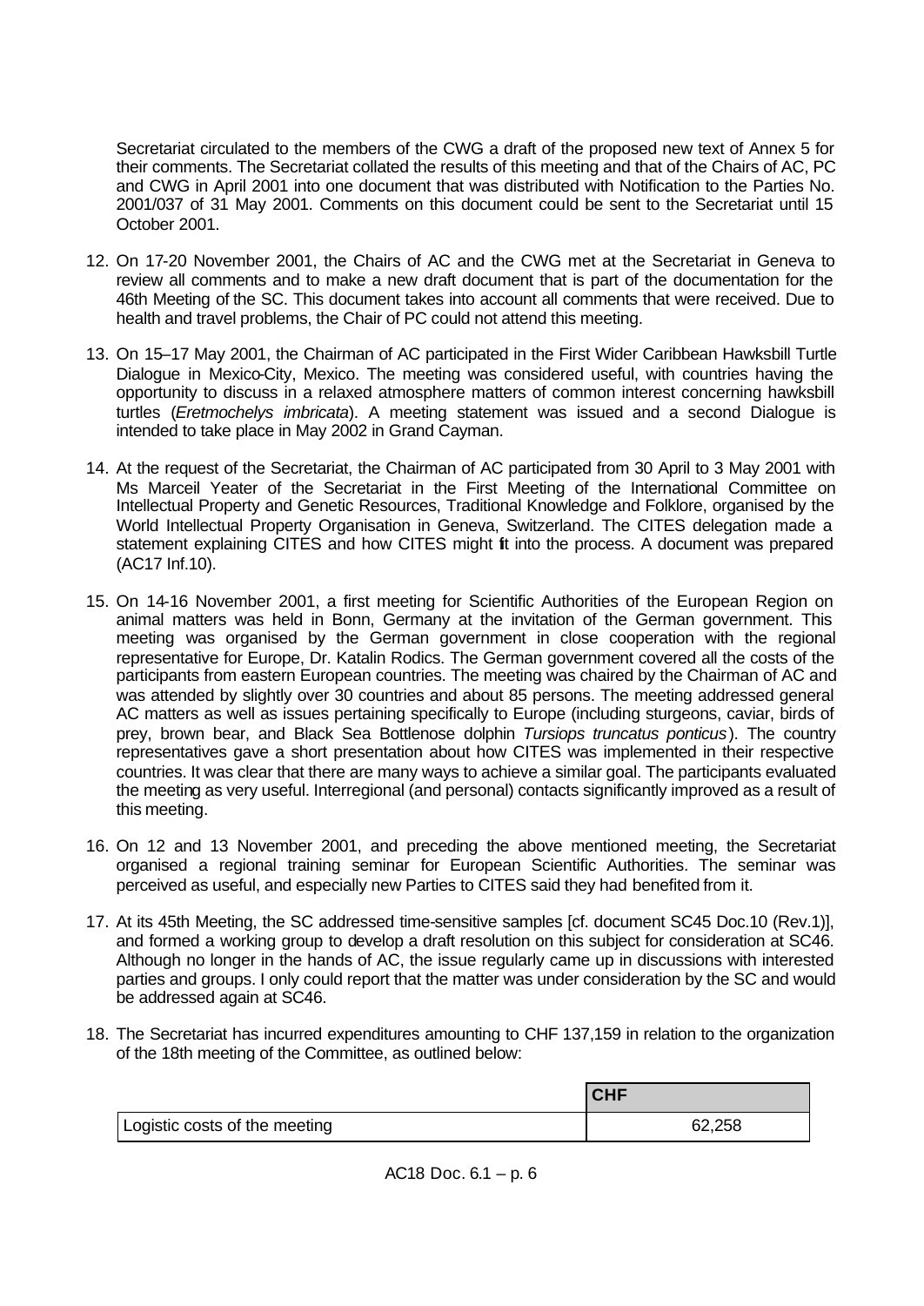Secretariat circulated to the members of the CWG a draft of the proposed new text of Annex 5 for their comments. The Secretariat collated the results of this meeting and that of the Chairs of AC, PC and CWG in April 2001 into one document that was distributed with Notification to the Parties No. 2001/037 of 31 May 2001. Comments on this document could be sent to the Secretariat until 15 October 2001.

12. On 17-20 November 2001, the Chairs of AC and the CWG met at the Secretariat in Geneva to review all comments and to make a new draft document that is part of the documentation for the 46th Meeting of the SC. This document takes into account all comments that were received. Due to health and travel problems, the Chair of PC could not attend this meeting.

13. On 15–17 May 2001, the Chairman of AC participated in the First Wider Caribbean Hawksbill Turtle Dialogue in Mexico-City, Mexico. The meeting was considered useful, with countries having the opportunity to discuss in a relaxed atmosphere matters of common interest concerning hawksbill turtles (*Eretmochelys imbricata*). A meeting statement was issued and a second Dialogue is intended to take place in May 2002 in Grand Cayman.

14. At the request of the Secretariat, the Chairman of AC participated from 30 April to 3 May 2001 with Ms Marceil Yeater of the Secretariat in the First Meeting of the International Committee on Intellectual Property and Genetic Resources, Traditional Knowledge and Folklore, organised by the World Intellectual Property Organisation in Geneva, Switzerland. The CITES delegation made a statement explaining CITES and how CITES might fit into the process. A document was prepared (AC17 Inf.10).

15. On 14-16 November 2001, a first meeting for Scientific Authorities of the European Region on animal matters was held in Bonn, Germany at the invitation of the German government. This meeting was organised by the German government in close cooperation with the regional representative for Europe, Dr. Katalin Rodics. The German government covered all the costs of the participants from eastern European countries. The meeting was chaired by the Chairman of AC and was attended by slightly over 30 countries and about 85 persons. The meeting addressed general AC matters as well as issues pertaining specifically to Europe (including sturgeons, caviar, birds of prey, brown bear, and Black Sea Bottlenose dolphin *Tursiops truncatus ponticus*). The country representatives gave a short presentation about how CITES was implemented in their respective countries. It was clear that there are many ways to achieve a similar goal. The participants evaluated the meeting as very useful. Interregional (and personal) contacts significantly improved as a result of this meeting.

16. On 12 and 13 November 2001, and preceding the above mentioned meeting, the Secretariat organised a regional training seminar for European Scientific Authorities. The seminar was perceived as useful, and especially new Parties to CITES said they had benefited from it.

17. At its 45th Meeting, the SC addressed time-sensitive samples [cf. document SC45 Doc.10 (Rev.1)], and formed a working group to develop a draft resolution on this subject for consideration at SC46. Although no longer in the hands of AC, the issue regularly came up in discussions with interested parties and groups. I only could report that the matter was under consideration by the SC and would be addressed again at SC46.

18. The Secretariat has incurred expenditures amounting to CHF 137,159 in relation to the organization of the 18th meeting of the Committee, as outlined below:

| | CHF |
|---|---|
| Logistic costs of the meeting | 62,258 |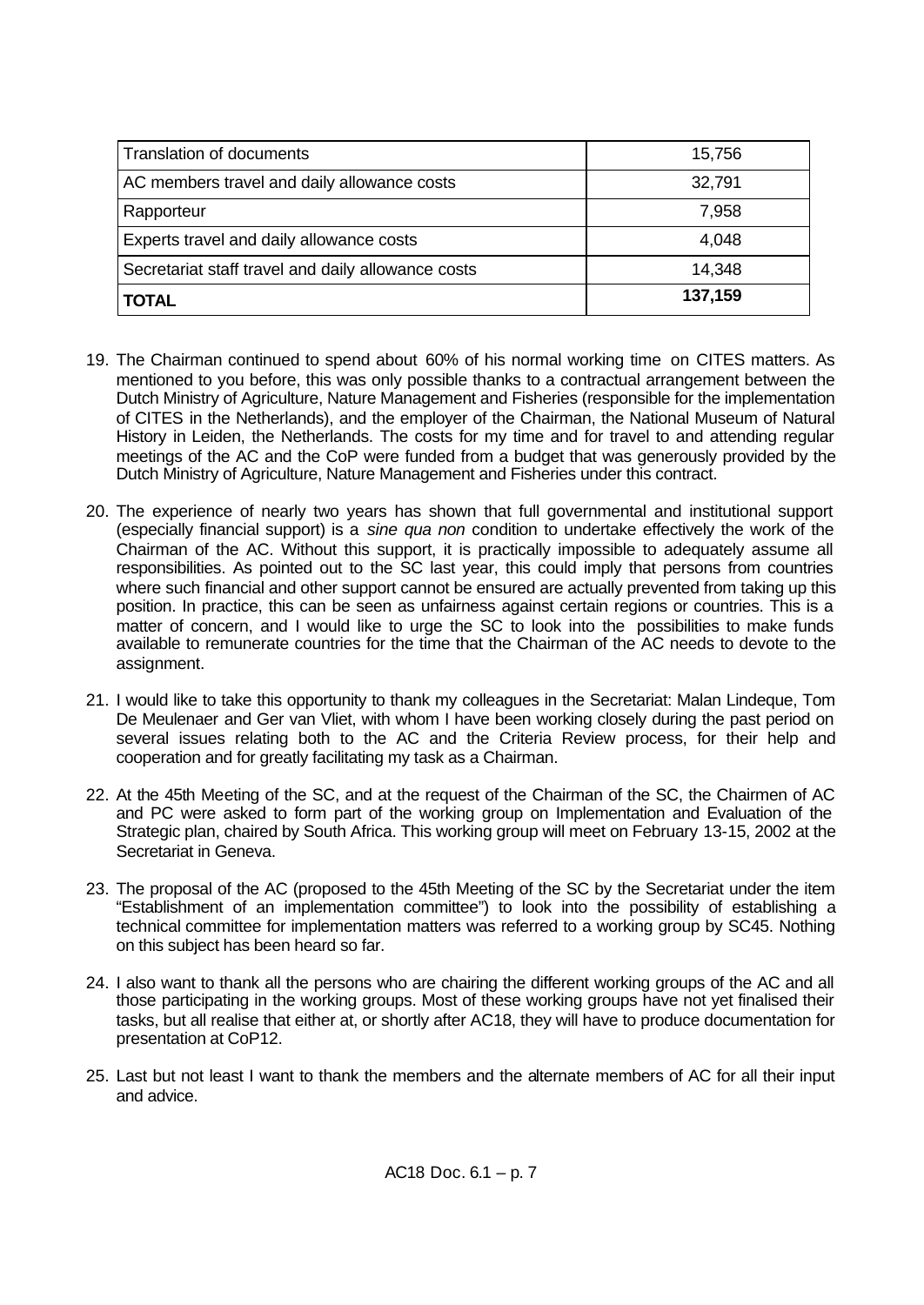| | |
|---|---|
| Translation of documents | 15,756 |
| AC members travel and daily allowance costs | 32,791 |
| Rapporteur | 7,958 |
| Experts travel and daily allowance costs | 4,048 |
| Secretariat staff travel and daily allowance costs | 14,348 |
| **TOTAL** | **137,159** |

19. The Chairman continued to spend about 60% of his normal working time on CITES matters. As mentioned to you before, this was only possible thanks to a contractual arrangement between the Dutch Ministry of Agriculture, Nature Management and Fisheries (responsible for the implementation of CITES in the Netherlands), and the employer of the Chairman, the National Museum of Natural History in Leiden, the Netherlands. The costs for my time and for travel to and attending regular meetings of the AC and the CoP were funded from a budget that was generously provided by the Dutch Ministry of Agriculture, Nature Management and Fisheries under this contract.

20. The experience of nearly two years has shown that full governmental and institutional support (especially financial support) is a *sine qua non* condition to undertake effectively the work of the Chairman of the AC. Without this support, it is practically impossible to adequately assume all responsibilities. As pointed out to the SC last year, this could imply that persons from countries where such financial and other support cannot be ensured are actually prevented from taking up this position. In practice, this can be seen as unfairness against certain regions or countries. This is a matter of concern, and I would like to urge the SC to look into the possibilities to make funds available to remunerate countries for the time that the Chairman of the AC needs to devote to the assignment.

21. I would like to take this opportunity to thank my colleagues in the Secretariat: Malan Lindeque, Tom De Meulenaer and Ger van Vliet, with whom I have been working closely during the past period on several issues relating both to the AC and the Criteria Review process, for their help and cooperation and for greatly facilitating my task as a Chairman.

22. At the 45th Meeting of the SC, and at the request of the Chairman of the SC, the Chairmen of AC and PC were asked to form part of the working group on Implementation and Evaluation of the Strategic plan, chaired by South Africa. This working group will meet on February 13-15, 2002 at the Secretariat in Geneva.

23. The proposal of the AC (proposed to the 45th Meeting of the SC by the Secretariat under the item "Establishment of an implementation committee") to look into the possibility of establishing a technical committee for implementation matters was referred to a working group by SC45. Nothing on this subject has been heard so far.

24. I also want to thank all the persons who are chairing the different working groups of the AC and all those participating in the working groups. Most of these working groups have not yet finalised their tasks, but all realise that either at, or shortly after AC18, they will have to produce documentation for presentation at CoP12.

25. Last but not least I want to thank the members and the alternate members of AC for all their input and advice.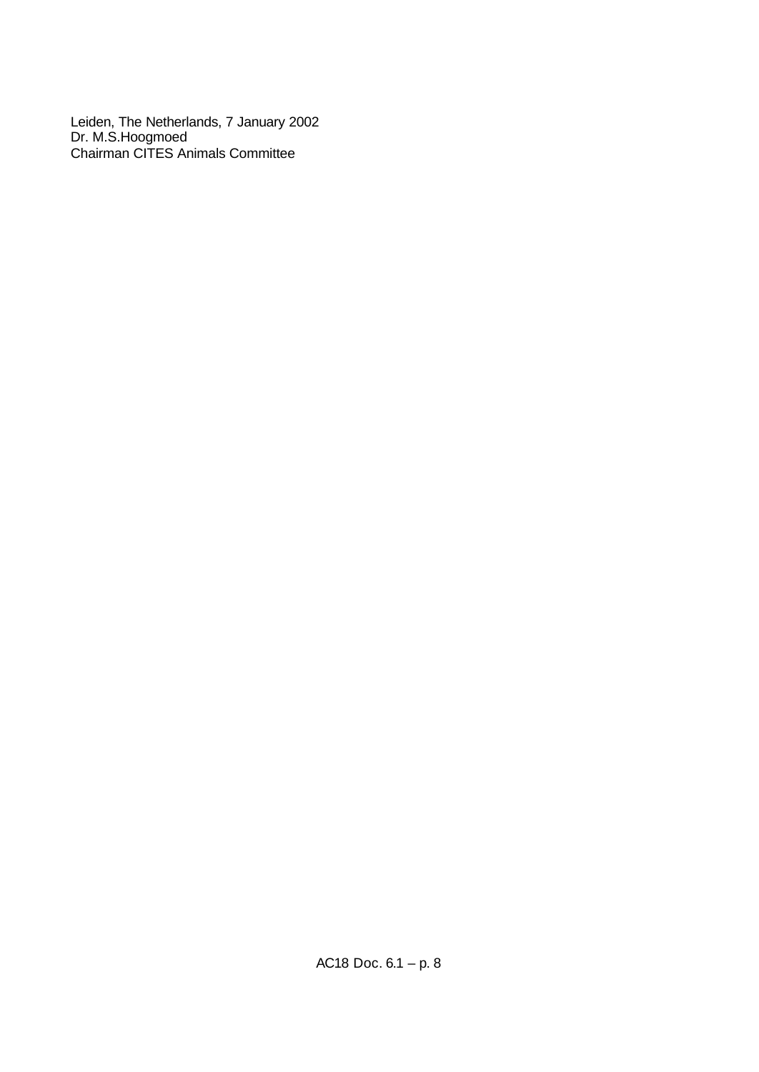Leiden, The Netherlands, 7 January 2002
Dr. M.S.Hoogmoed
Chairman CITES Animals Committee